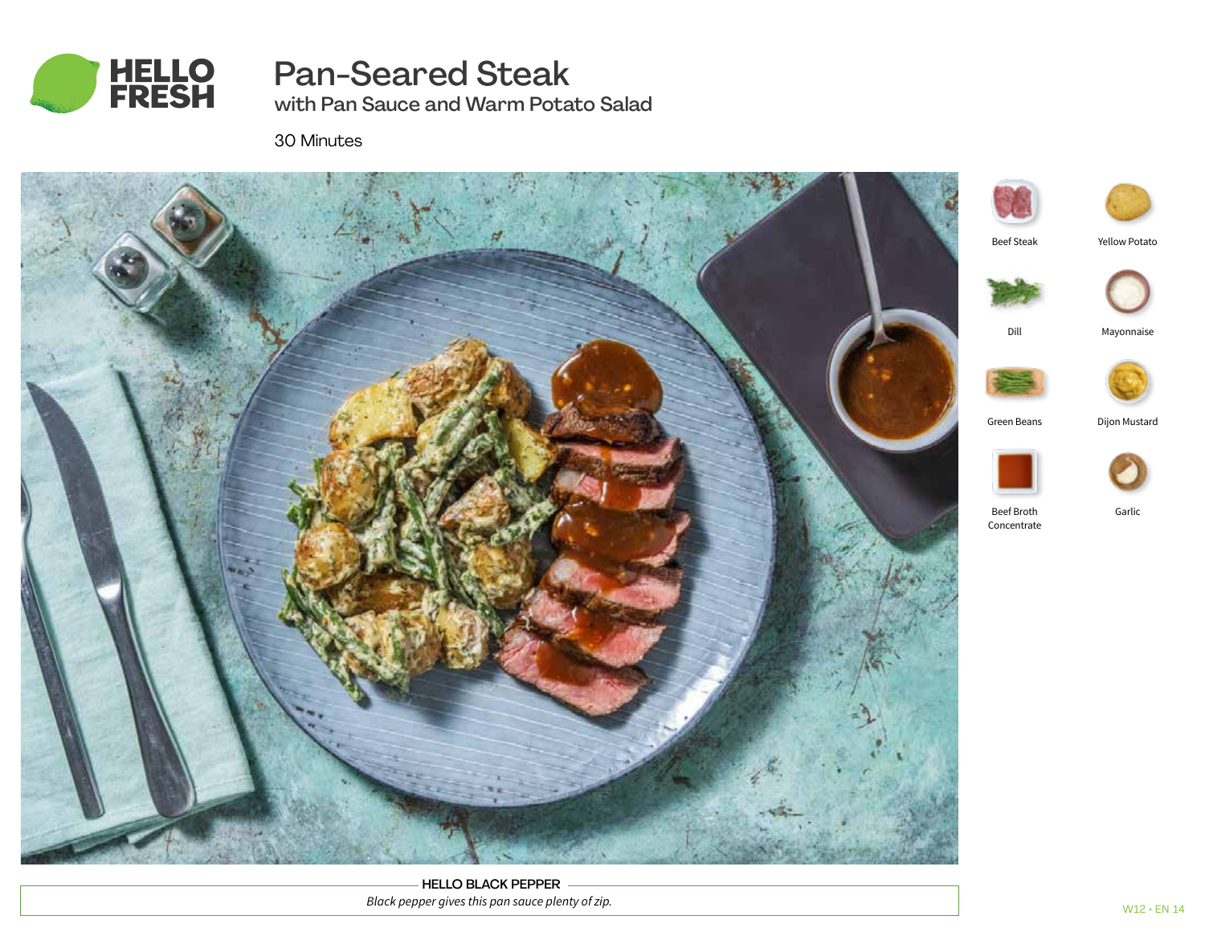# Pan-Seared Steak

## with Pan Sauce and Warm Potato Salad

30 Minutes

- Beef Steak
- Yellow Potato
- Dill
- Mayonnaise
- Green Beans
- Dijon Mustard
- Beef Broth Concentrate
- Garlic

**HELLO BLACK PEPPER**

*Black pepper gives this pan sauce plenty of zip.*

W12 • EN 14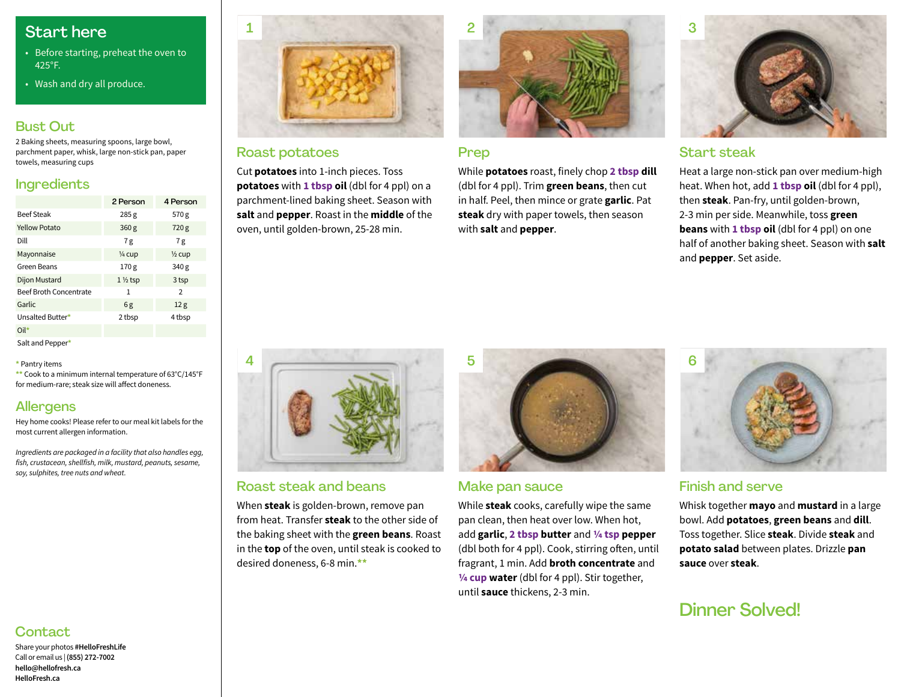## Start here

- Before starting, preheat the oven to 425°F.
- Wash and dry all produce.

## Bust Out

2 Baking sheets, measuring spoons, large bowl, parchment paper, whisk, large non-stick pan, paper towels, measuring cups

## Ingredients

| | 2 Person | 4 Person |
|---|---|---|
| Beef Steak | 285 g | 570 g |
| Yellow Potato | 360 g | 720 g |
| Dill | 7 g | 7 g |
| Mayonnaise | ¼ cup | ½ cup |
| Green Beans | 170 g | 340 g |
| Dijon Mustard | 1 ½ tsp | 3 tsp |
| Beef Broth Concentrate | 1 | 2 |
| Garlic | 6 g | 12 g |
| Unsalted Butter* | 2 tbsp | 4 tbsp |
| Oil* | | |
| Salt and Pepper* | | |

\* Pantry items

** Cook to a minimum internal temperature of 63°C/145°F for medium-rare; steak size will affect doneness.

## Allergens

Hey home cooks! Please refer to our meal kit labels for the most current allergen information.

*Ingredients are packaged in a facility that also handles egg, fish, crustacean, shellfish, milk, mustard, peanuts, sesame, soy, sulphites, tree nuts and wheat.*

## Contact

Share your photos **#HelloFreshLife**
Call or email us | **(855) 272-7002**
**hello@hellofresh.ca**
**HelloFresh.ca**

### 1 Roast potatoes

Cut **potatoes** into 1-inch pieces. Toss **potatoes** with **1 tbsp oil** (dbl for 4 ppl) on a parchment-lined baking sheet. Season with **salt** and **pepper**. Roast in the **middle** of the oven, until golden-brown, 25-28 min.

### 2 Prep

While **potatoes** roast, finely chop **2 tbsp dill** (dbl for 4 ppl). Trim **green beans**, then cut in half. Peel, then mince or grate **garlic**. Pat **steak** dry with paper towels, then season with **salt** and **pepper**.

### 3 Start steak

Heat a large non-stick pan over medium-high heat. When hot, add **1 tbsp oil** (dbl for 4 ppl), then **steak**. Pan-fry, until golden-brown, 2-3 min per side. Meanwhile, toss **green beans** with **1 tbsp oil** (dbl for 4 ppl) on one half of another baking sheet. Season with **salt** and **pepper**. Set aside.

### 4 Roast steak and beans

When **steak** is golden-brown, remove pan from heat. Transfer **steak** to the other side of the baking sheet with the **green beans**. Roast in the **top** of the oven, until steak is cooked to desired doneness, 6-8 min.**

### 5 Make pan sauce

While **steak** cooks, carefully wipe the same pan clean, then heat over low. When hot, add **garlic**, **2 tbsp butter** and **¼ tsp pepper** (dbl both for 4 ppl). Cook, stirring often, until fragrant, 1 min. Add **broth concentrate** and **¼ cup water** (dbl for 4 ppl). Stir together, until **sauce** thickens, 2-3 min.

### 6 Finish and serve

Whisk together **mayo** and **mustard** in a large bowl. Add **potatoes**, **green beans** and **dill**. Toss together. Slice **steak**. Divide **steak** and **potato salad** between plates. Drizzle **pan sauce** over **steak**.

## Dinner Solved!